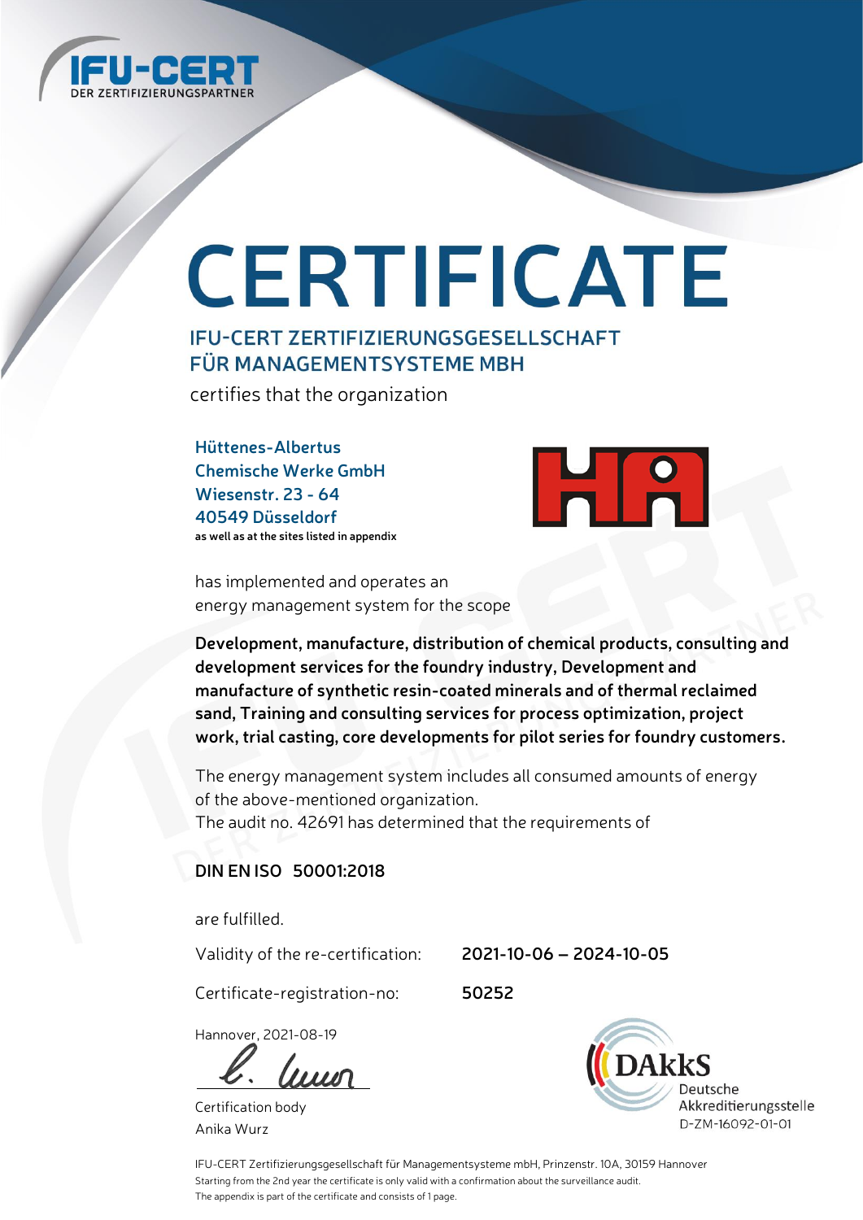IFU-CERT
DER ZERTIFIZIERUNGSPARTNER

# CERTIFICATE

## IFU-CERT ZERTIFIZIERUNGSGESELLSCHAFT FÜR MANAGEMENTSYSTEME MBH

certifies that the organization

**Hüttenes-Albertus
Chemische Werke GmbH
Wiesenstr. 23 - 64
40549 Düsseldorf**
**as well as at the sites listed in appendix**

has implemented and operates an
energy management system for the scope

**Development, manufacture, distribution of chemical products, consulting and development services for the foundry industry, Development and manufacture of synthetic resin-coated minerals and of thermal reclaimed sand, Training and consulting services for process optimization, project work, trial casting, core developments for pilot series for foundry customers.**

The energy management system includes all consumed amounts of energy of the above-mentioned organization.
The audit no. 42691 has determined that the requirements of

**DIN EN ISO 50001:2018**

are fulfilled.

Validity of the re-certification: **2021-10-06 – 2024-10-05**

Certificate-registration-no: **50252**

Hannover, 2021-08-19

Certification body
Anika Wurz

DAkkS
Deutsche
Akkreditierungsstelle
D-ZM-16092-01-01

IFU-CERT Zertifizierungsgesellschaft für Managementsysteme mbH, Prinzenstr. 10A, 30159 Hannover
Starting from the 2nd year the certificate is only valid with a confirmation about the surveillance audit.
The appendix is part of the certificate and consists of 1 page.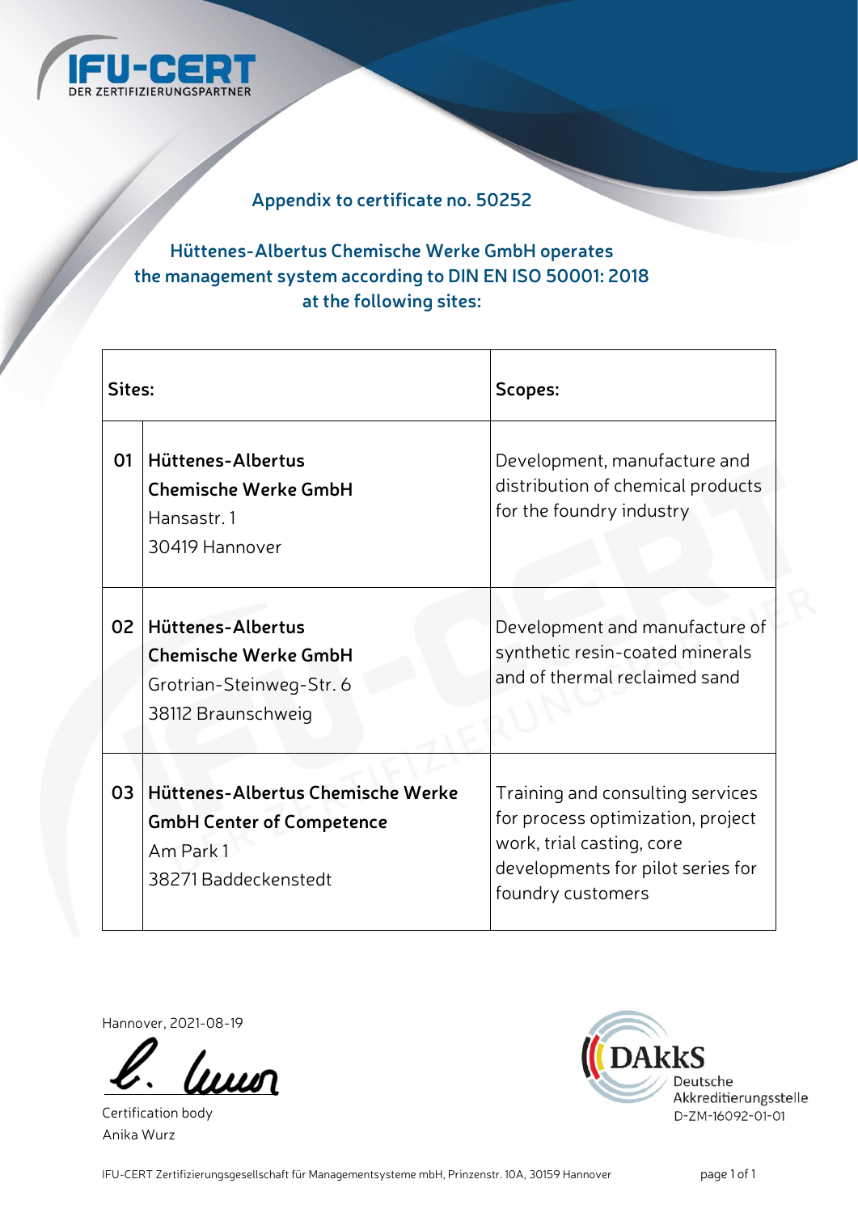IFU-CERT
DER ZERTIFIZIERUNGSPARTNER

## Appendix to certificate no. 50252

### Hüttenes-Albertus Chemische Werke GmbH operates the management system according to DIN EN ISO 50001: 2018 at the following sites:

| Sites: | | Scopes: |
|---|---|---|
| 01 | **Hüttenes-Albertus Chemische Werke GmbH**<br>Hansastr. 1<br>30419 Hannover | Development, manufacture and distribution of chemical products for the foundry industry |
| 02 | **Hüttenes-Albertus Chemische Werke GmbH**<br>Grotrian-Steinweg-Str. 6<br>38112 Braunschweig | Development and manufacture of synthetic resin-coated minerals and of thermal reclaimed sand |
| 03 | **Hüttenes-Albertus Chemische Werke GmbH Center of Competence**<br>Am Park 1<br>38271 Baddeckenstedt | Training and consulting services for process optimization, project work, trial casting, core developments for pilot series for foundry customers |

Hannover, 2021-08-19

Certification body
Anika Wurz

DAkkS
Deutsche Akkreditierungsstelle
D-ZM-16092-01-01

IFU-CERT Zertifizierungsgesellschaft für Managementsysteme mbH, Prinzenstr. 10A, 30159 Hannover